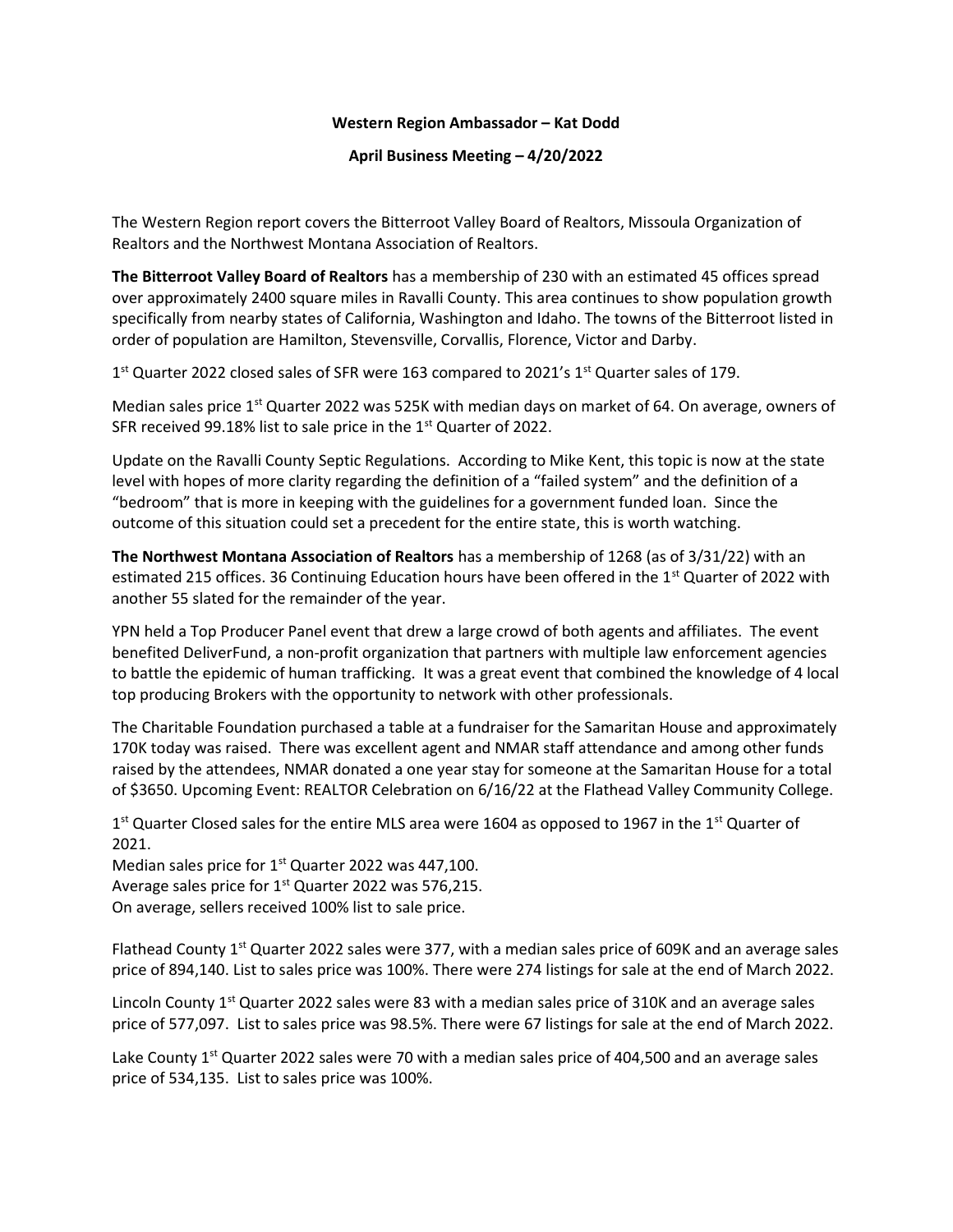**Western Region Ambassador – Kat Dodd**

**April Business Meeting – 4/20/2022**

The Western Region report covers the Bitterroot Valley Board of Realtors, Missoula Organization of Realtors and the Northwest Montana Association of Realtors.

**The Bitterroot Valley Board of Realtors** has a membership of 230 with an estimated 45 offices spread over approximately 2400 square miles in Ravalli County. This area continues to show population growth specifically from nearby states of California, Washington and Idaho. The towns of the Bitterroot listed in order of population are Hamilton, Stevensville, Corvallis, Florence, Victor and Darby.

1st Quarter 2022 closed sales of SFR were 163 compared to 2021's 1st Quarter sales of 179.

Median sales price 1st Quarter 2022 was 525K with median days on market of 64. On average, owners of SFR received 99.18% list to sale price in the 1st Quarter of 2022.

Update on the Ravalli County Septic Regulations. According to Mike Kent, this topic is now at the state level with hopes of more clarity regarding the definition of a "failed system" and the definition of a "bedroom" that is more in keeping with the guidelines for a government funded loan. Since the outcome of this situation could set a precedent for the entire state, this is worth watching.

**The Northwest Montana Association of Realtors** has a membership of 1268 (as of 3/31/22) with an estimated 215 offices. 36 Continuing Education hours have been offered in the 1st Quarter of 2022 with another 55 slated for the remainder of the year.

YPN held a Top Producer Panel event that drew a large crowd of both agents and affiliates. The event benefited DeliverFund, a non-profit organization that partners with multiple law enforcement agencies to battle the epidemic of human trafficking. It was a great event that combined the knowledge of 4 local top producing Brokers with the opportunity to network with other professionals.

The Charitable Foundation purchased a table at a fundraiser for the Samaritan House and approximately 170K today was raised. There was excellent agent and NMAR staff attendance and among other funds raised by the attendees, NMAR donated a one year stay for someone at the Samaritan House for a total of $3650. Upcoming Event: REALTOR Celebration on 6/16/22 at the Flathead Valley Community College.

1st Quarter Closed sales for the entire MLS area were 1604 as opposed to 1967 in the 1st Quarter of 2021.
Median sales price for 1st Quarter 2022 was 447,100.
Average sales price for 1st Quarter 2022 was 576,215.
On average, sellers received 100% list to sale price.

Flathead County 1st Quarter 2022 sales were 377, with a median sales price of 609K and an average sales price of 894,140. List to sales price was 100%. There were 274 listings for sale at the end of March 2022.

Lincoln County 1st Quarter 2022 sales were 83 with a median sales price of 310K and an average sales price of 577,097. List to sales price was 98.5%. There were 67 listings for sale at the end of March 2022.

Lake County 1st Quarter 2022 sales were 70 with a median sales price of 404,500 and an average sales price of 534,135. List to sales price was 100%.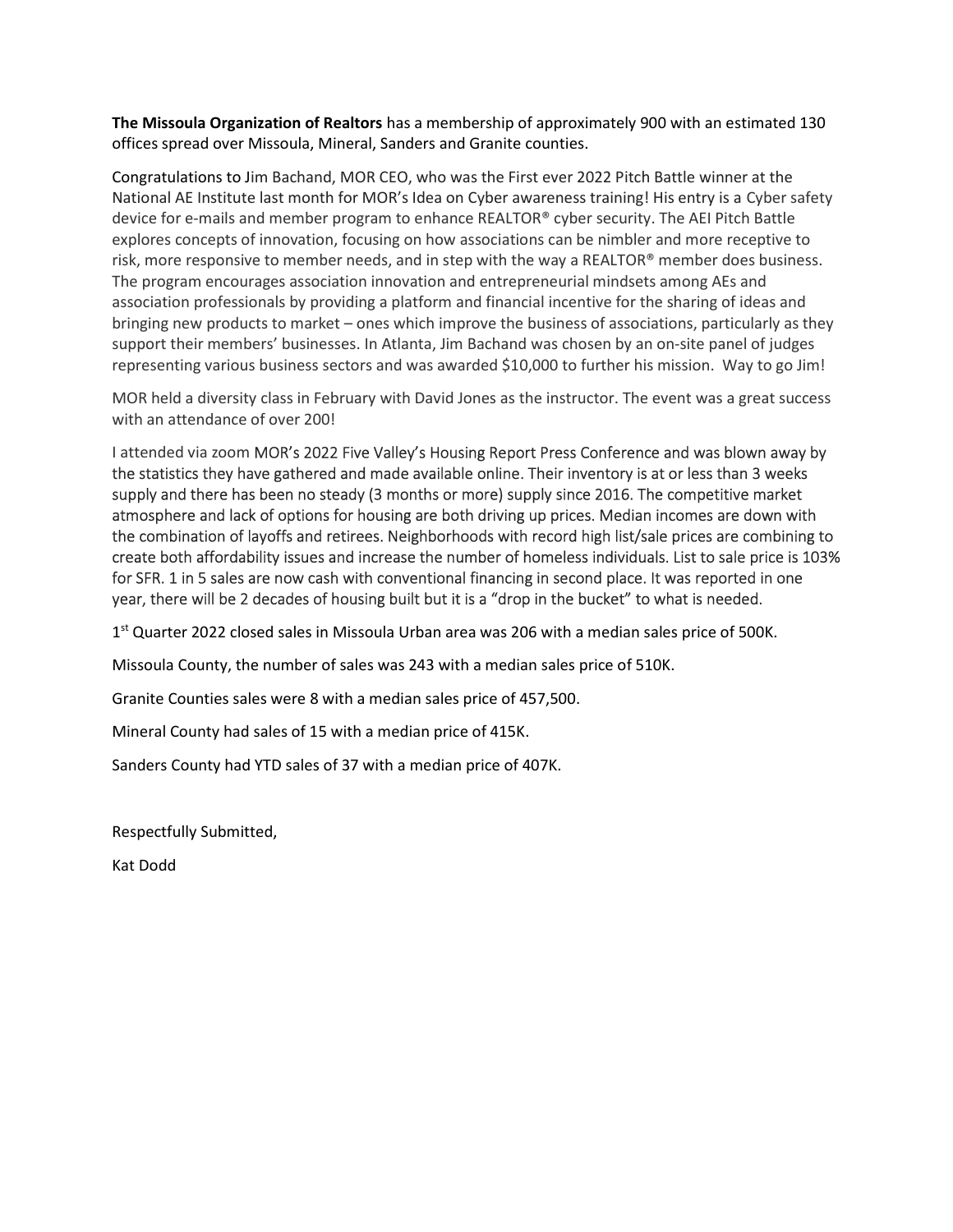**The Missoula Organization of Realtors** has a membership of approximately 900 with an estimated 130 offices spread over Missoula, Mineral, Sanders and Granite counties.

Congratulations to Jim Bachand, MOR CEO, who was the First ever 2022 Pitch Battle winner at the National AE Institute last month for MOR's Idea on Cyber awareness training! His entry is a Cyber safety device for e-mails and member program to enhance REALTOR® cyber security. The AEI Pitch Battle explores concepts of innovation, focusing on how associations can be nimbler and more receptive to risk, more responsive to member needs, and in step with the way a REALTOR® member does business. The program encourages association innovation and entrepreneurial mindsets among AEs and association professionals by providing a platform and financial incentive for the sharing of ideas and bringing new products to market – ones which improve the business of associations, particularly as they support their members' businesses. In Atlanta, Jim Bachand was chosen by an on-site panel of judges representing various business sectors and was awarded $10,000 to further his mission. Way to go Jim!

MOR held a diversity class in February with David Jones as the instructor. The event was a great success with an attendance of over 200!

I attended via zoom MOR's 2022 Five Valley's Housing Report Press Conference and was blown away by the statistics they have gathered and made available online. Their inventory is at or less than 3 weeks supply and there has been no steady (3 months or more) supply since 2016. The competitive market atmosphere and lack of options for housing are both driving up prices. Median incomes are down with the combination of layoffs and retirees. Neighborhoods with record high list/sale prices are combining to create both affordability issues and increase the number of homeless individuals. List to sale price is 103% for SFR. 1 in 5 sales are now cash with conventional financing in second place. It was reported in one year, there will be 2 decades of housing built but it is a "drop in the bucket" to what is needed.

1st Quarter 2022 closed sales in Missoula Urban area was 206 with a median sales price of 500K.

Missoula County, the number of sales was 243 with a median sales price of 510K.

Granite Counties sales were 8 with a median sales price of 457,500.

Mineral County had sales of 15 with a median price of 415K.

Sanders County had YTD sales of 37 with a median price of 407K.

Respectfully Submitted,

Kat Dodd